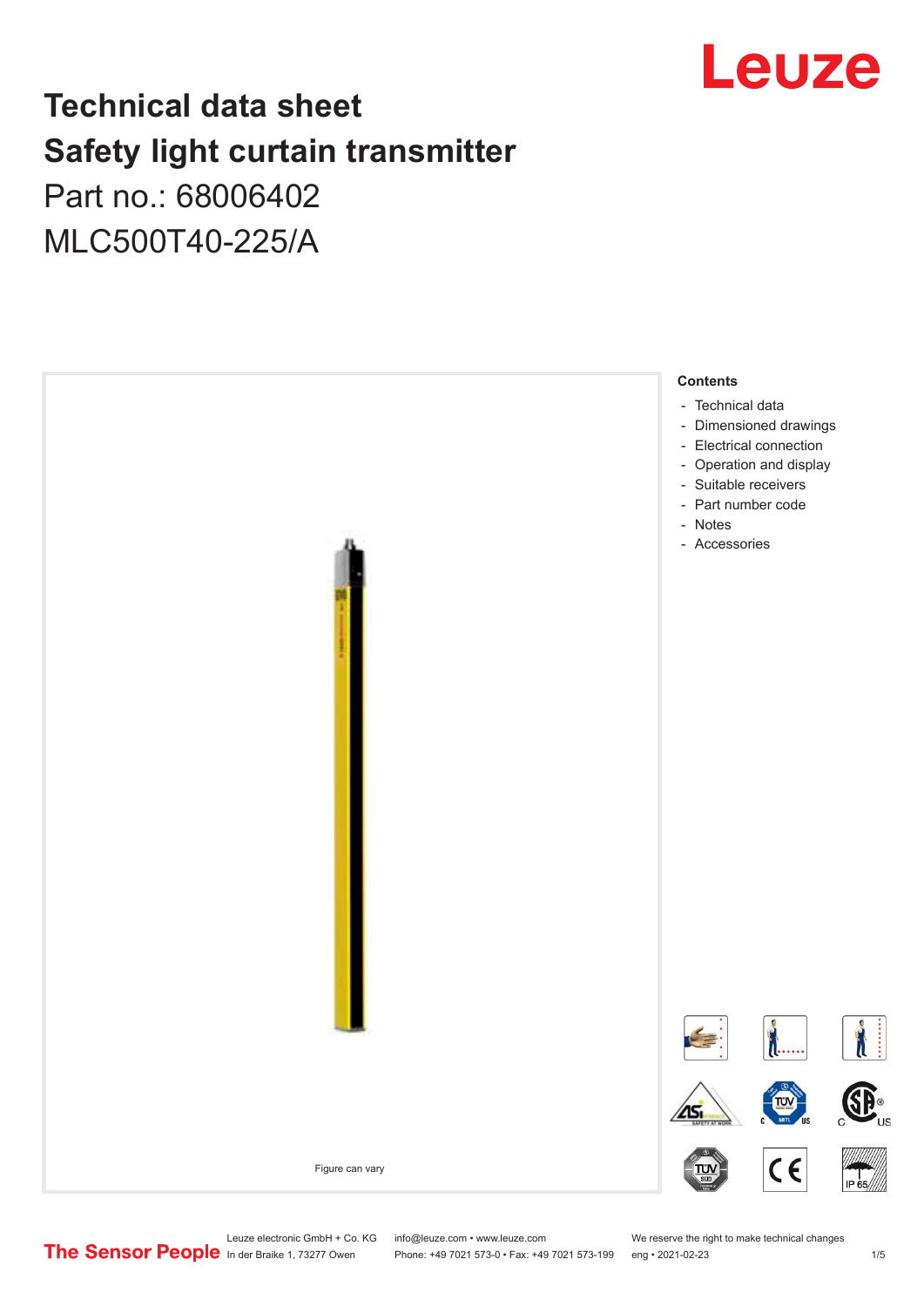# Technical data sheet
# Safety light curtain transmitter

Part no.: 68006402

MLC500T40-225/A

Figure can vary

**Contents**

- Technical data
- Dimensioned drawings
- Electrical connection
- Operation and display
- Suitable receivers
- Part number code
- Notes
- Accessories

Leuze electronic GmbH + Co. KG
In der Braike 1, 73277 Owen

info@leuze.com • www.leuze.com
Phone: +49 7021 573-0 • Fax: +49 7021 573-199

We reserve the right to make technical changes
eng • 2021-02-23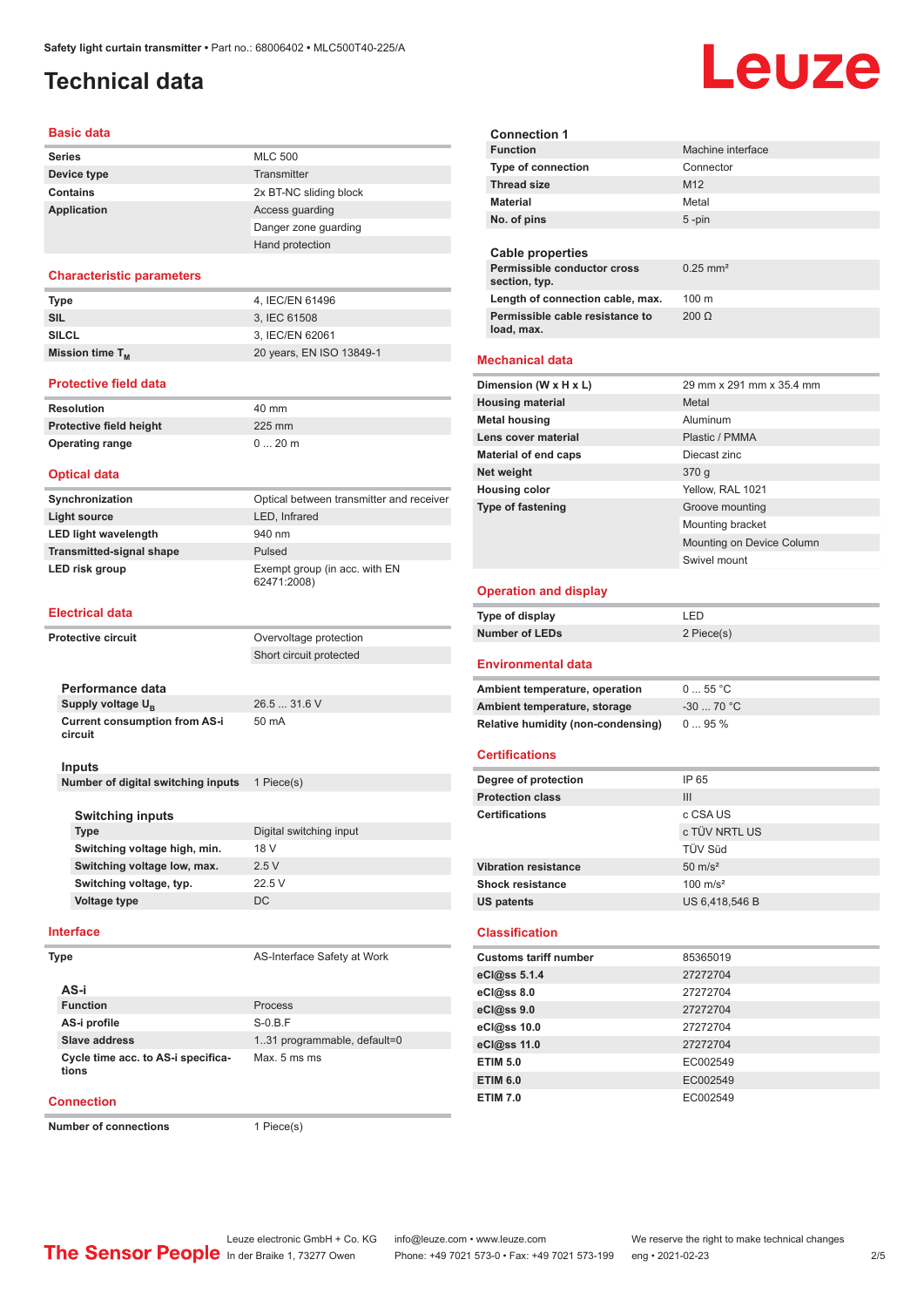Safety light curtain transmitter • Part no.: 68006402 • MLC500T40-225/A

# Technical data

## Basic data

| | |
|---|---|
| **Series** | MLC 500 |
| **Device type** | Transmitter |
| **Contains** | 2x BT-NC sliding block |
| **Application** | Access guarding |
| | Danger zone guarding |
| | Hand protection |

## Characteristic parameters

| | |
|---|---|
| **Type** | 4, IEC/EN 61496 |
| **SIL** | 3, IEC 61508 |
| **SILCL** | 3, IEC/EN 62061 |
| **Mission time $T_M$** | 20 years, EN ISO 13849-1 |

## Protective field data

| | |
|---|---|
| **Resolution** | 40 mm |
| **Protective field height** | 225 mm |
| **Operating range** | 0 ... 20 m |

## Optical data

| | |
|---|---|
| **Synchronization** | Optical between transmitter and receiver |
| **Light source** | LED, Infrared |
| **LED light wavelength** | 940 nm |
| **Transmitted-signal shape** | Pulsed |
| **LED risk group** | Exempt group (in acc. with EN 62471:2008) |

## Electrical data

| | |
|---|---|
| **Protective circuit** | Overvoltage protection |
| | Short circuit protected |

### Performance data

| | |
|---|---|
| **Supply voltage $U_B$** | 26.5 ... 31.6 V |
| **Current consumption from AS-i circuit** | 50 mA |

### Inputs

| | |
|---|---|
| **Number of digital switching inputs** | 1 Piece(s) |

### Switching inputs

| | |
|---|---|
| **Type** | Digital switching input |
| **Switching voltage high, min.** | 18 V |
| **Switching voltage low, max.** | 2.5 V |
| **Switching voltage, typ.** | 22.5 V |
| **Voltage type** | DC |

## Interface

| | |
|---|---|
| **Type** | AS-Interface Safety at Work |

### AS-i

| | |
|---|---|
| **Function** | Process |
| **AS-i profile** | S-0.B.F |
| **Slave address** | 1..31 programmable, default=0 |
| **Cycle time acc. to AS-i specifications** | Max. 5 ms ms |

## Connection

| | |
|---|---|
| **Number of connections** | 1 Piece(s) |

### Connection 1

| | |
|---|---|
| **Function** | Machine interface |
| **Type of connection** | Connector |
| **Thread size** | M12 |
| **Material** | Metal |
| **No. of pins** | 5 -pin |

### Cable properties

| | |
|---|---|
| **Permissible conductor cross section, typ.** | 0.25 mm² |
| **Length of connection cable, max.** | 100 m |
| **Permissible cable resistance to load, max.** | 200 Ω |

## Mechanical data

| | |
|---|---|
| **Dimension (W x H x L)** | 29 mm x 291 mm x 35.4 mm |
| **Housing material** | Metal |
| **Metal housing** | Aluminum |
| **Lens cover material** | Plastic / PMMA |
| **Material of end caps** | Diecast zinc |
| **Net weight** | 370 g |
| **Housing color** | Yellow, RAL 1021 |
| **Type of fastening** | Groove mounting |
| | Mounting bracket |
| | Mounting on Device Column |
| | Swivel mount |

## Operation and display

| | |
|---|---|
| **Type of display** | LED |
| **Number of LEDs** | 2 Piece(s) |

## Environmental data

| | |
|---|---|
| **Ambient temperature, operation** | 0 ... 55 °C |
| **Ambient temperature, storage** | -30 ... 70 °C |
| **Relative humidity (non-condensing)** | 0 ... 95 % |

## Certifications

| | |
|---|---|
| **Degree of protection** | IP 65 |
| **Protection class** | III |
| **Certifications** | c CSA US |
| | c TÜV NRTL US |
| | TÜV Süd |
| **Vibration resistance** | 50 m/s² |
| **Shock resistance** | 100 m/s² |
| **US patents** | US 6,418,546 B |

## Classification

| | |
|---|---|
| **Customs tariff number** | 85365019 |
| **eCl@ss 5.1.4** | 27272704 |
| **eCl@ss 8.0** | 27272704 |
| **eCl@ss 9.0** | 27272704 |
| **eCl@ss 10.0** | 27272704 |
| **eCl@ss 11.0** | 27272704 |
| **ETIM 5.0** | EC002549 |
| **ETIM 6.0** | EC002549 |
| **ETIM 7.0** | EC002549 |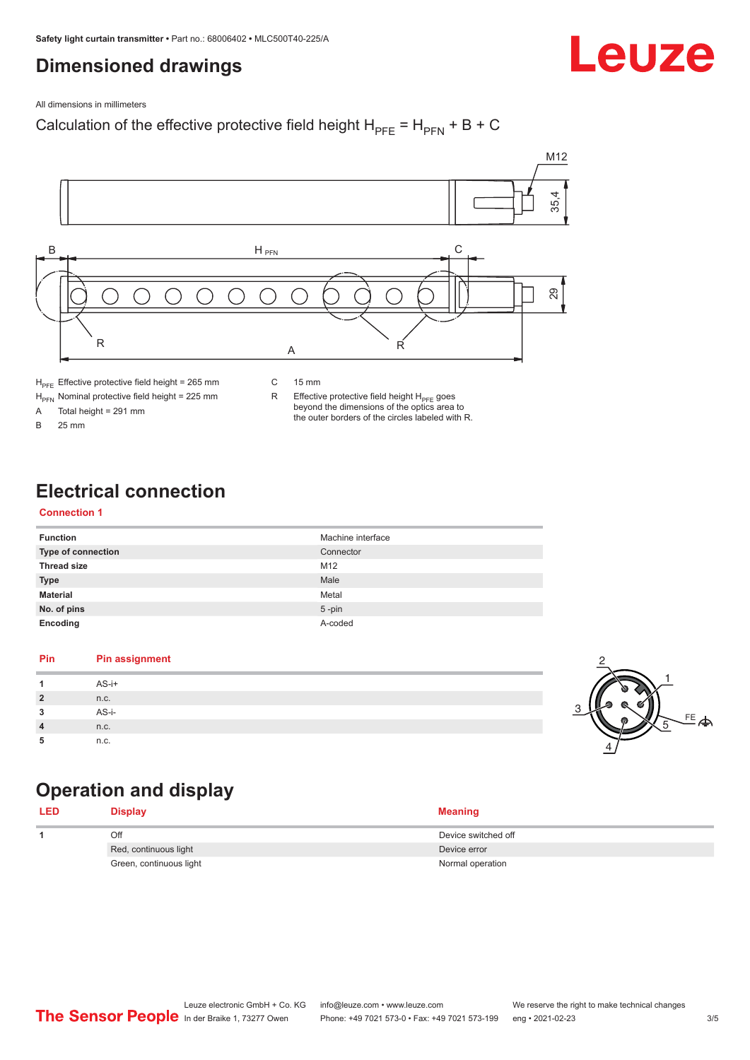# Dimensioned drawings

All dimensions in millimeters

Calculation of the effective protective field height $H_{PFE} = H_{PFN} + B + C$

| | | | |
|---|---|---|---|
| $H_{PFE}$ | Effective protective field height = 265 mm | C | 15 mm |
| $H_{PFN}$ | Nominal protective field height = 225 mm | R | Effective protective field height $H_{PFE}$ goes beyond the dimensions of the optics area to the outer borders of the circles labeled with R. |
| A | Total height = 291 mm | | |
| B | 25 mm | | |

# Electrical connection

## Connection 1

| | |
|---|---|
| **Function** | Machine interface |
| **Type of connection** | Connector |
| **Thread size** | M12 |
| **Type** | Male |
| **Material** | Metal |
| **No. of pins** | 5 -pin |
| **Encoding** | A-coded |

| Pin | Pin assignment |
|---|---|
| **1** | AS-i+ |
| **2** | n.c. |
| **3** | AS-i- |
| **4** | n.c. |
| **5** | n.c. |

# Operation and display

| LED | Display | Meaning |
|---|---|---|
| **1** | Off | Device switched off |
| | Red, continuous light | Device error |
| | Green, continuous light | Normal operation |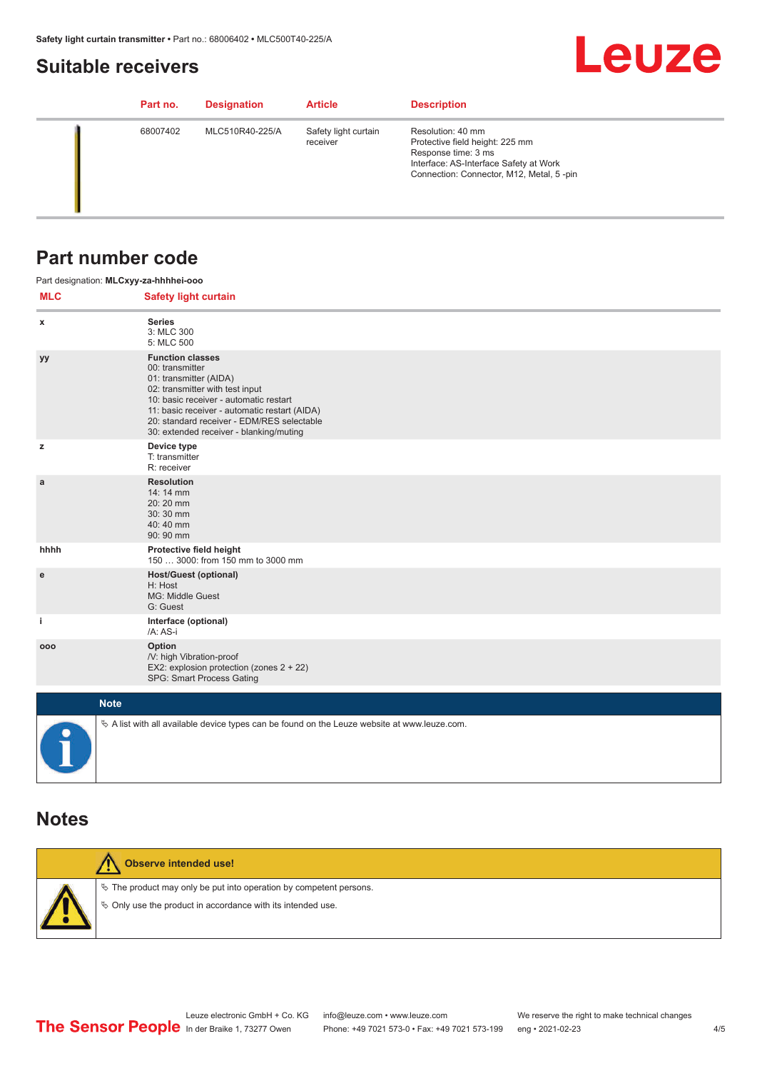## Suitable receivers

| Part no. | Designation | Article | Description |
|---|---|---|---|
| 68007402 | MLC510R40-225/A | Safety light curtain receiver | Resolution: 40 mm<br>Protective field height: 225 mm<br>Response time: 3 ms<br>Interface: AS-Interface Safety at Work<br>Connection: Connector, M12, Metal, 5 -pin |

## Part number code

Part designation: **MLCxyy-za-hhhhei-ooo**

| MLC | Safety light curtain |
|---|---|
| x | **Series**<br>3: MLC 300<br>5: MLC 500 |
| yy | **Function classes**<br>00: transmitter<br>01: transmitter (AIDA)<br>02: transmitter with test input<br>10: basic receiver - automatic restart<br>11: basic receiver - automatic restart (AIDA)<br>20: standard receiver - EDM/RES selectable<br>30: extended receiver - blanking/muting |
| z | **Device type**<br>T: transmitter<br>R: receiver |
| a | **Resolution**<br>14: 14 mm<br>20: 20 mm<br>30: 30 mm<br>40: 40 mm<br>90: 90 mm |
| hhhh | **Protective field height**<br>150 … 3000: from 150 mm to 3000 mm |
| e | **Host/Guest (optional)**<br>H: Host<br>MG: Middle Guest<br>G: Guest |
| i | **Interface (optional)**<br>/A: AS-i |
| ooo | **Option**<br>/V: high Vibration-proof<br>EX2: explosion protection (zones 2 + 22)<br>SPG: Smart Process Gating |

**Note**

↳ A list with all available device types can be found on the Leuze website at www.leuze.com.

## Notes

**Observe intended use!**

↳ The product may only be put into operation by competent persons.

↳ Only use the product in accordance with its intended use.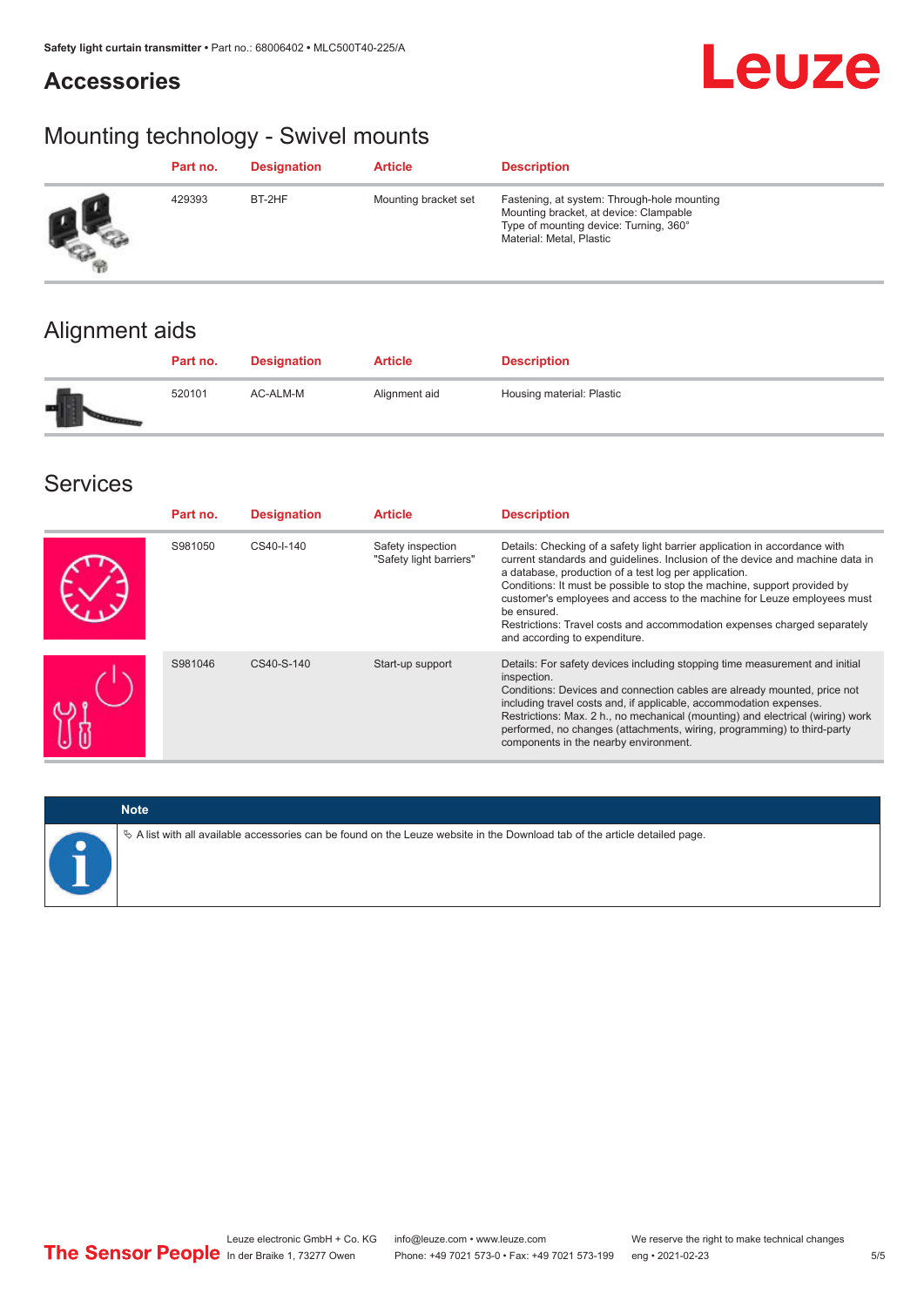## Accessories

### Mounting technology - Swivel mounts

| | Part no. | Designation | Article | Description |
|---|---|---|---|---|
| | 429393 | BT-2HF | Mounting bracket set | Fastening, at system: Through-hole mounting<br>Mounting bracket, at device: Clampable<br>Type of mounting device: Turning, 360°<br>Material: Metal, Plastic |

### Alignment aids

| | Part no. | Designation | Article | Description |
|---|---|---|---|---|
| | 520101 | AC-ALM-M | Alignment aid | Housing material: Plastic |

### Services

| | Part no. | Designation | Article | Description |
|---|---|---|---|---|
| | S981050 | CS40-I-140 | Safety inspection "Safety light barriers" | Details: Checking of a safety light barrier application in accordance with current standards and guidelines. Inclusion of the device and machine data in a database, production of a test log per application.<br>Conditions: It must be possible to stop the machine, support provided by customer's employees and access to the machine for Leuze employees must be ensured.<br>Restrictions: Travel costs and accommodation expenses charged separately and according to expenditure. |
| | S981046 | CS40-S-140 | Start-up support | Details: For safety devices including stopping time measurement and initial inspection.<br>Conditions: Devices and connection cables are already mounted, price not including travel costs and, if applicable, accommodation expenses.<br>Restrictions: Max. 2 h., no mechanical (mounting) and electrical (wiring) work performed, no changes (attachments, wiring, programming) to third-party components in the nearby environment. |

**Note**

A list with all available accessories can be found on the Leuze website in the Download tab of the article detailed page.